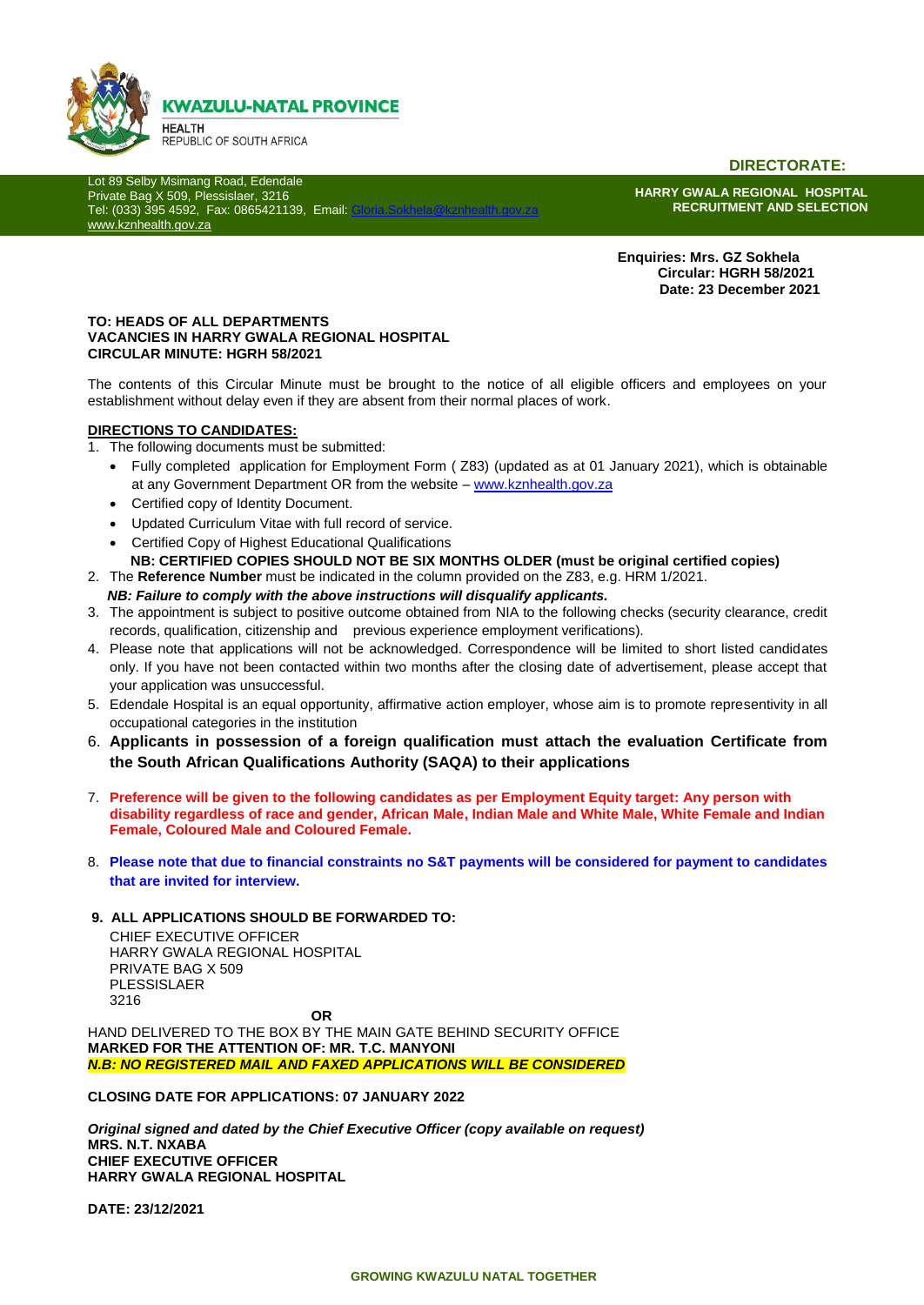**KWAZULU-NATAL PROVINCE**
HEALTH
REPUBLIC OF SOUTH AFRICA

**DIRECTORATE:**

Lot 89 Selby Msimang Road, Edendale
Private Bag X 509, Plessislaer, 3216
Tel: (033) 395 4592, Fax: 0865421139, Email: Gloria.Sokhela@kznhealth.gov.za
www.kznhealth.gov.za

**HARRY GWALA REGIONAL HOSPITAL**
**RECRUITMENT AND SELECTION**

**Enquiries: Mrs. GZ Sokhela**
**Circular: HGRH 58/2021**
**Date: 23 December 2021**

**TO: HEADS OF ALL DEPARTMENTS**
**VACANCIES IN HARRY GWALA REGIONAL HOSPITAL**
**CIRCULAR MINUTE: HGRH 58/2021**

The contents of this Circular Minute must be brought to the notice of all eligible officers and employees on your establishment without delay even if they are absent from their normal places of work.

**DIRECTIONS TO CANDIDATES:**

1. The following documents must be submitted:
   - Fully completed application for Employment Form ( Z83) (updated as at 01 January 2021), which is obtainable at any Government Department OR from the website – www.kznhealth.gov.za
   - Certified copy of Identity Document.
   - Updated Curriculum Vitae with full record of service.
   - Certified Copy of Highest Educational Qualifications

   **NB: CERTIFIED COPIES SHOULD NOT BE SIX MONTHS OLDER (must be original certified copies)**
2. The **Reference Number** must be indicated in the column provided on the Z83, e.g. HRM 1/2021.

   ***NB: Failure to comply with the above instructions will disqualify applicants.***
3. The appointment is subject to positive outcome obtained from NIA to the following checks (security clearance, credit records, qualification, citizenship and previous experience employment verifications).
4. Please note that applications will not be acknowledged. Correspondence will be limited to short listed candidates only. If you have not been contacted within two months after the closing date of advertisement, please accept that your application was unsuccessful.
5. Edendale Hospital is an equal opportunity, affirmative action employer, whose aim is to promote representivity in all occupational categories in the institution
6. **Applicants in possession of a foreign qualification must attach the evaluation Certificate from the South African Qualifications Authority (SAQA) to their applications**
7. **Preference will be given to the following candidates as per Employment Equity target: Any person with disability regardless of race and gender, African Male, Indian Male and White Male, White Female and Indian Female, Coloured Male and Coloured Female.**
8. **Please note that due to financial constraints no S&T payments will be considered for payment to candidates that are invited for interview.**
9. **ALL APPLICATIONS SHOULD BE FORWARDED TO:**

   CHIEF EXECUTIVE OFFICER
   HARRY GWALA REGIONAL HOSPITAL
   PRIVATE BAG X 509
   PLESSISLAER
   3216

**OR**

HAND DELIVERED TO THE BOX BY THE MAIN GATE BEHIND SECURITY OFFICE
**MARKED FOR THE ATTENTION OF: MR. T.C. MANYONI**
***N.B: NO REGISTERED MAIL AND FAXED APPLICATIONS WILL BE CONSIDERED***

**CLOSING DATE FOR APPLICATIONS: 07 JANUARY 2022**

***Original signed and dated by the Chief Executive Officer (copy available on request)***
**MRS. N.T. NXABA**
**CHIEF EXECUTIVE OFFICER**
**HARRY GWALA REGIONAL HOSPITAL**

**DATE: 23/12/2021**

**GROWING KWAZULU NATAL TOGETHER**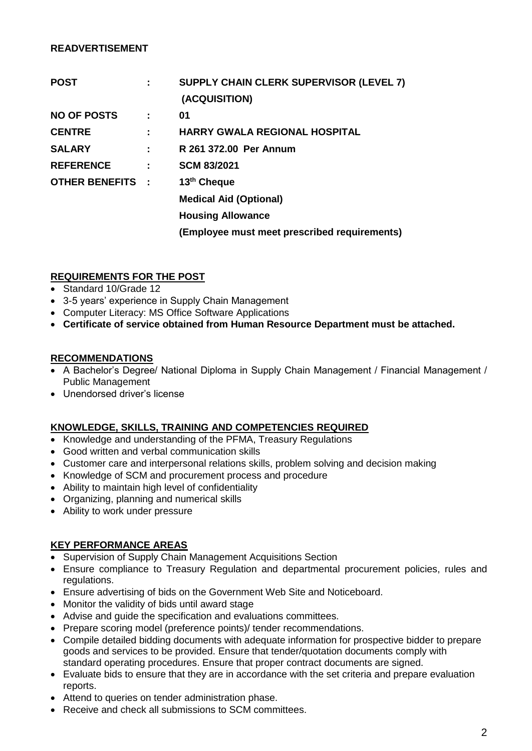**READVERTISEMENT**

| | | |
|---|---|---|
| **POST** | **:** | **SUPPLY CHAIN CLERK SUPERVISOR (LEVEL 7) (ACQUISITION)** |
| **NO OF POSTS** | **:** | **01** |
| **CENTRE** | **:** | **HARRY GWALA REGIONAL HOSPITAL** |
| **SALARY** | **:** | **R 261 372.00 Per Annum** |
| **REFERENCE** | **:** | **SCM 83/2021** |
| **OTHER BENEFITS** | **:** | **13th Cheque** |
| | | **Medical Aid (Optional)** |
| | | **Housing Allowance** |
| | | **(Employee must meet prescribed requirements)** |

**REQUIREMENTS FOR THE POST**

- Standard 10/Grade 12
- 3-5 years' experience in Supply Chain Management
- Computer Literacy: MS Office Software Applications
- **Certificate of service obtained from Human Resource Department must be attached.**

**RECOMMENDATIONS**

- A Bachelor's Degree/ National Diploma in Supply Chain Management / Financial Management / Public Management
- Unendorsed driver's license

**KNOWLEDGE, SKILLS, TRAINING AND COMPETENCIES REQUIRED**

- Knowledge and understanding of the PFMA, Treasury Regulations
- Good written and verbal communication skills
- Customer care and interpersonal relations skills, problem solving and decision making
- Knowledge of SCM and procurement process and procedure
- Ability to maintain high level of confidentiality
- Organizing, planning and numerical skills
- Ability to work under pressure

**KEY PERFORMANCE AREAS**

- Supervision of Supply Chain Management Acquisitions Section
- Ensure compliance to Treasury Regulation and departmental procurement policies, rules and regulations.
- Ensure advertising of bids on the Government Web Site and Noticeboard.
- Monitor the validity of bids until award stage
- Advise and guide the specification and evaluations committees.
- Prepare scoring model (preference points)/ tender recommendations.
- Compile detailed bidding documents with adequate information for prospective bidder to prepare goods and services to be provided. Ensure that tender/quotation documents comply with standard operating procedures. Ensure that proper contract documents are signed.
- Evaluate bids to ensure that they are in accordance with the set criteria and prepare evaluation reports.
- Attend to queries on tender administration phase.
- Receive and check all submissions to SCM committees.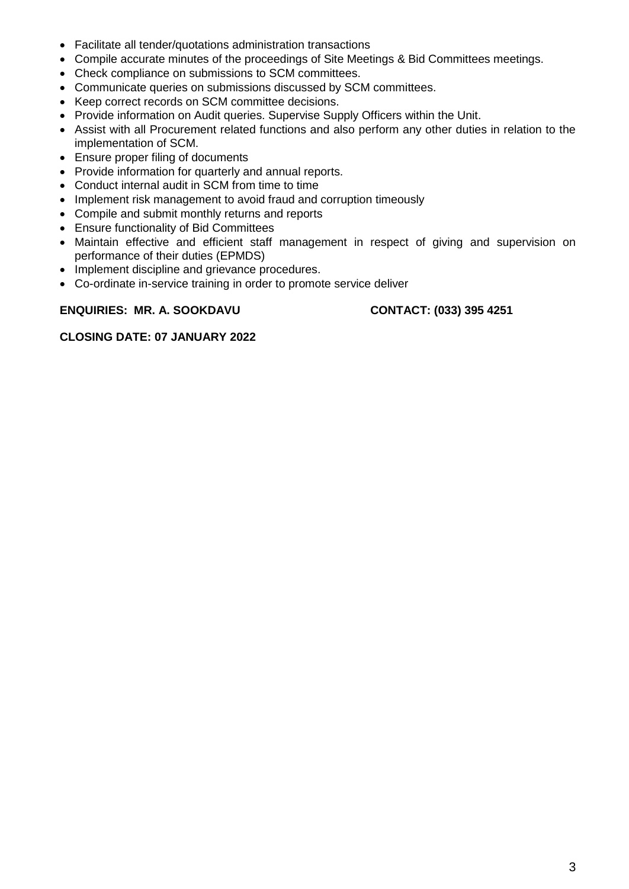- Facilitate all tender/quotations administration transactions
- Compile accurate minutes of the proceedings of Site Meetings & Bid Committees meetings.
- Check compliance on submissions to SCM committees.
- Communicate queries on submissions discussed by SCM committees.
- Keep correct records on SCM committee decisions.
- Provide information on Audit queries. Supervise Supply Officers within the Unit.
- Assist with all Procurement related functions and also perform any other duties in relation to the implementation of SCM.
- Ensure proper filing of documents
- Provide information for quarterly and annual reports.
- Conduct internal audit in SCM from time to time
- Implement risk management to avoid fraud and corruption timeously
- Compile and submit monthly returns and reports
- Ensure functionality of Bid Committees
- Maintain effective and efficient staff management in respect of giving and supervision on performance of their duties (EPMDS)
- Implement discipline and grievance procedures.
- Co-ordinate in-service training in order to promote service deliver

**ENQUIRIES: MR. A. SOOKDAVU** **CONTACT: (033) 395 4251**

**CLOSING DATE: 07 JANUARY 2022**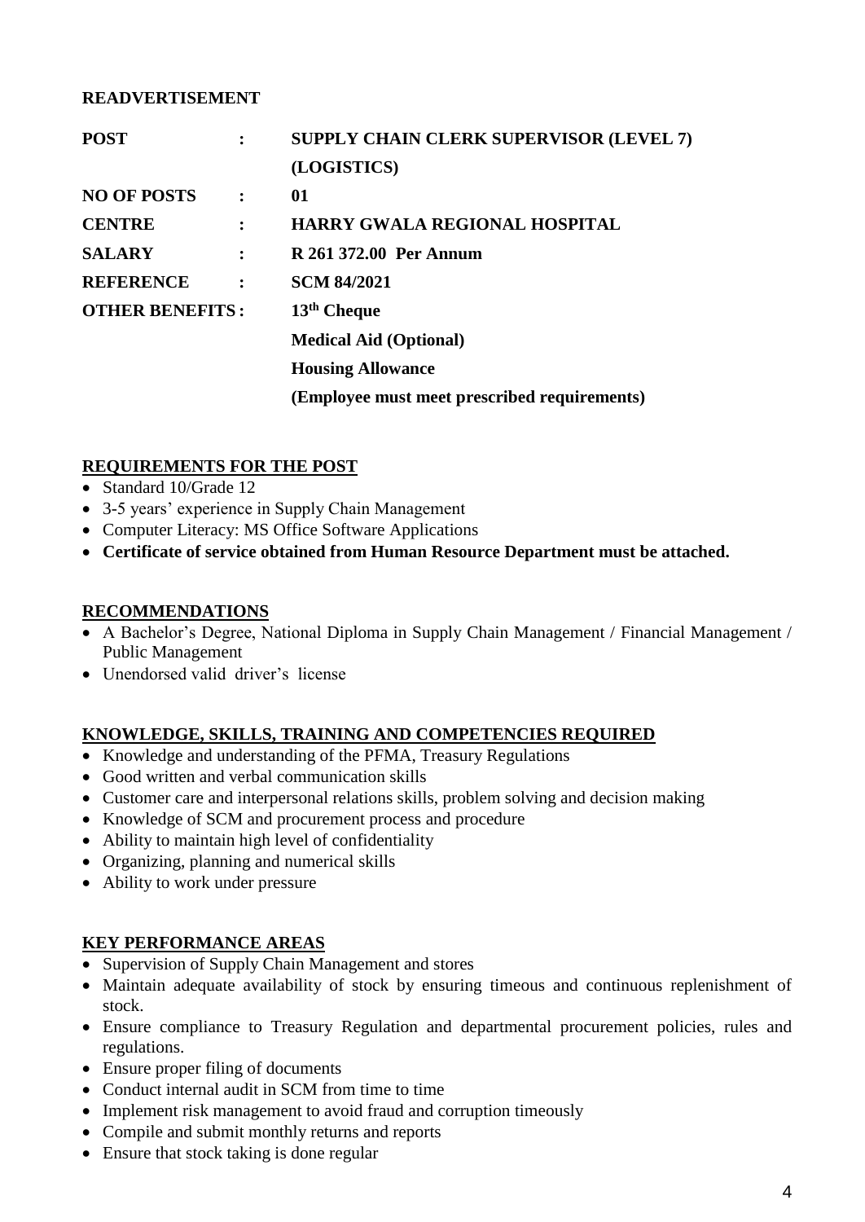**READVERTISEMENT**

| | | |
|---|---|---|
| **POST** | **:** | **SUPPLY CHAIN CLERK SUPERVISOR (LEVEL 7) (LOGISTICS)** |
| **NO OF POSTS** | **:** | **01** |
| **CENTRE** | **:** | **HARRY GWALA REGIONAL HOSPITAL** |
| **SALARY** | **:** | **R 261 372.00 Per Annum** |
| **REFERENCE** | **:** | **SCM 84/2021** |
| **OTHER BENEFITS** | **:** | **13th Cheque** |
| | | **Medical Aid (Optional)** |
| | | **Housing Allowance** |
| | | **(Employee must meet prescribed requirements)** |

## REQUIREMENTS FOR THE POST

- Standard 10/Grade 12
- 3-5 years' experience in Supply Chain Management
- Computer Literacy: MS Office Software Applications
- **Certificate of service obtained from Human Resource Department must be attached.**

## RECOMMENDATIONS

- A Bachelor's Degree, National Diploma in Supply Chain Management / Financial Management / Public Management
- Unendorsed valid driver's license

## KNOWLEDGE, SKILLS, TRAINING AND COMPETENCIES REQUIRED

- Knowledge and understanding of the PFMA, Treasury Regulations
- Good written and verbal communication skills
- Customer care and interpersonal relations skills, problem solving and decision making
- Knowledge of SCM and procurement process and procedure
- Ability to maintain high level of confidentiality
- Organizing, planning and numerical skills
- Ability to work under pressure

## KEY PERFORMANCE AREAS

- Supervision of Supply Chain Management and stores
- Maintain adequate availability of stock by ensuring timeous and continuous replenishment of stock.
- Ensure compliance to Treasury Regulation and departmental procurement policies, rules and regulations.
- Ensure proper filing of documents
- Conduct internal audit in SCM from time to time
- Implement risk management to avoid fraud and corruption timeously
- Compile and submit monthly returns and reports
- Ensure that stock taking is done regular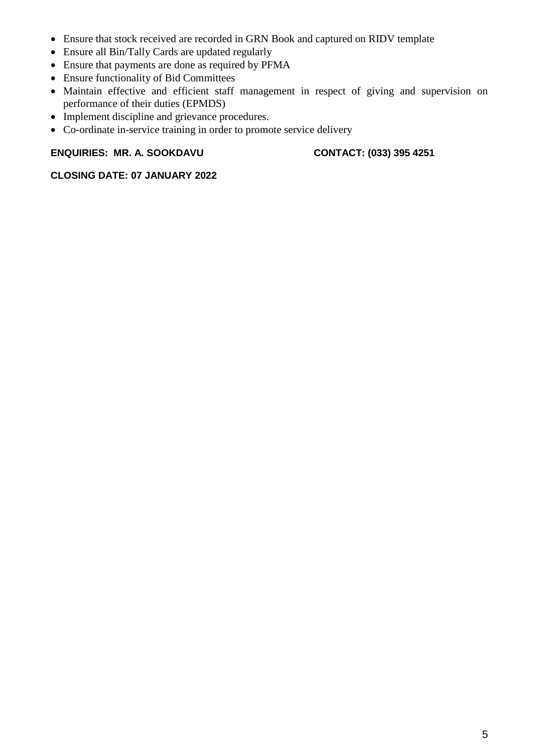- Ensure that stock received are recorded in GRN Book and captured on RIDV template
- Ensure all Bin/Tally Cards are updated regularly
- Ensure that payments are done as required by PFMA
- Ensure functionality of Bid Committees
- Maintain effective and efficient staff management in respect of giving and supervision on performance of their duties (EPMDS)
- Implement discipline and grievance procedures.
- Co-ordinate in-service training in order to promote service delivery

**ENQUIRIES: MR. A. SOOKDAVU** **CONTACT: (033) 395 4251**

**CLOSING DATE: 07 JANUARY 2022**